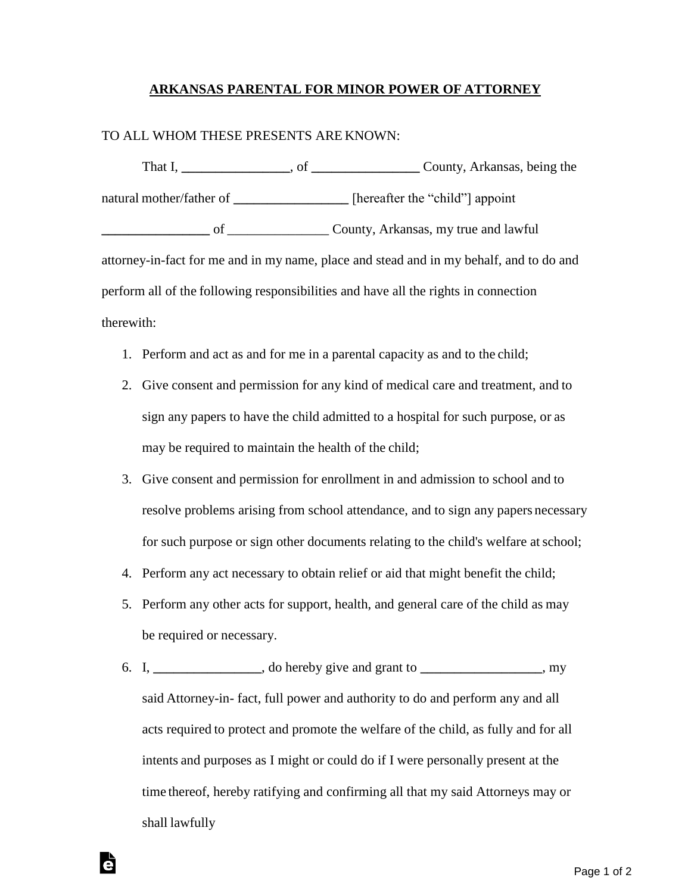**ARKANSAS PARENTAL FOR MINOR POWER OF ATTORNEY**

TO ALL WHOM THESE PRESENTS ARE KNOWN:

That I, ________________, of ________________ County, Arkansas, being the natural mother/father of _________________ [hereafter the "child"] appoint ________________ of _______________ County, Arkansas, my true and lawful attorney-in-fact for me and in my name, place and stead and in my behalf, and to do and perform all of the following responsibilities and have all the rights in connection therewith:

1. Perform and act as and for me in a parental capacity as and to the child;
2. Give consent and permission for any kind of medical care and treatment, and to sign any papers to have the child admitted to a hospital for such purpose, or as may be required to maintain the health of the child;
3. Give consent and permission for enrollment in and admission to school and to resolve problems arising from school attendance, and to sign any papers necessary for such purpose or sign other documents relating to the child's welfare at school;
4. Perform any act necessary to obtain relief or aid that might benefit the child;
5. Perform any other acts for support, health, and general care of the child as may be required or necessary.
6. I, ________________, do hereby give and grant to __________________, my said Attorney-in- fact, full power and authority to do and perform any and all acts required to protect and promote the welfare of the child, as fully and for all intents and purposes as I might or could do if I were personally present at the time thereof, hereby ratifying and confirming all that my said Attorneys may or shall lawfully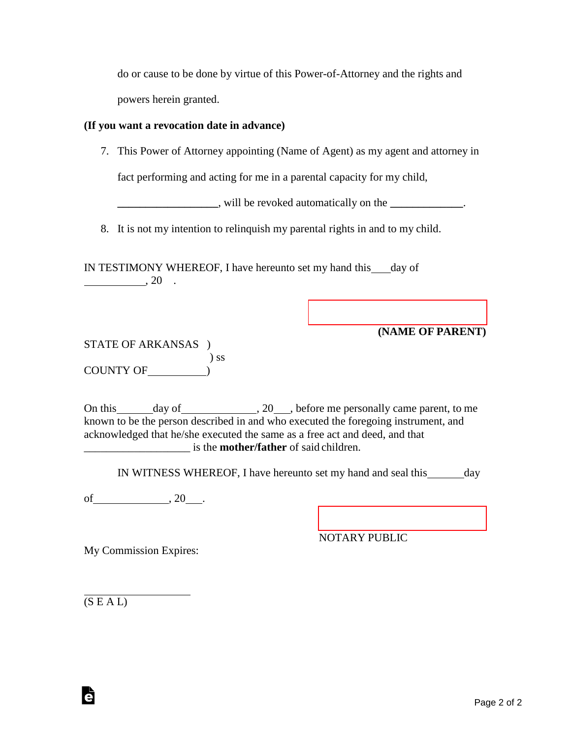do or cause to be done by virtue of this Power-of-Attorney and the rights and powers herein granted.

**(If you want a revocation date in advance)**

7. This Power of Attorney appointing (Name of Agent) as my agent and attorney in fact performing and acting for me in a parental capacity for my child, __________________, will be revoked automatically on the _____________.

8. It is not my intention to relinquish my parental rights in and to my child.

IN TESTIMONY WHEREOF, I have hereunto set my hand this___day of ___________, 20 .

**(NAME OF PARENT)**

STATE OF ARKANSAS )
) ss
COUNTY OF__________)

On this______day of_____________, 20___, before me personally came parent, to me known to be the person described in and who executed the foregoing instrument, and acknowledged that he/she executed the same as a free act and deed, and that ___________________ is the **mother/father** of said children.

IN WITNESS WHEREOF, I have hereunto set my hand and seal this______day of_____________, 20___.

NOTARY PUBLIC

My Commission Expires:

___________________
(S E A L)